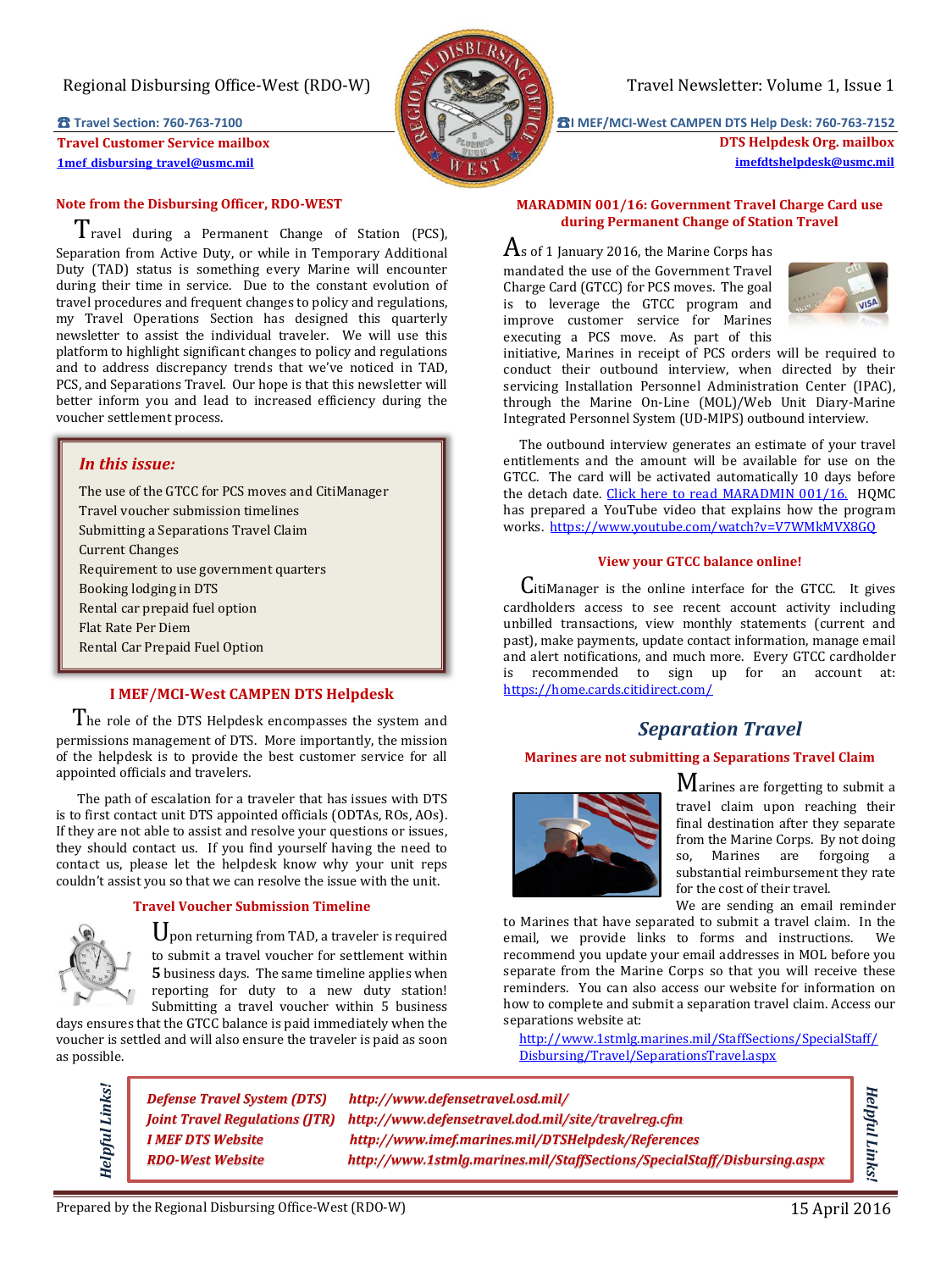Regional Disbursing Office-West (RDO-W)

Travel Newsletter: Volume 1, Issue 1

☎ Travel Section: 760-763-7100
**Travel Customer Service mailbox**
1mef disbursing travel@usmc.mil

☎ I MEF/MCI-West CAMPEN DTS Help Desk: 760-763-7152
**DTS Helpdesk Org. mailbox**
imefdtshelpdesk@usmc.mil

## Note from the Disbursing Officer, RDO-WEST

Travel during a Permanent Change of Station (PCS), Separation from Active Duty, or while in Temporary Additional Duty (TAD) status is something every Marine will encounter during their time in service. Due to the constant evolution of travel procedures and frequent changes to policy and regulations, my Travel Operations Section has designed this quarterly newsletter to assist the individual traveler. We will use this platform to highlight significant changes to policy and regulations and to address discrepancy trends that we've noticed in TAD, PCS, and Separations Travel. Our hope is that this newsletter will better inform you and lead to increased efficiency during the voucher settlement process.

### *In this issue:*

- The use of the GTCC for PCS moves and CitiManager
- Travel voucher submission timelines
- Submitting a Separations Travel Claim
- Current Changes
- Requirement to use government quarters
- Booking lodging in DTS
- Rental car prepaid fuel option
- Flat Rate Per Diem
- Rental Car Prepaid Fuel Option

## I MEF/MCI-West CAMPEN DTS Helpdesk

The role of the DTS Helpdesk encompasses the system and permissions management of DTS. More importantly, the mission of the helpdesk is to provide the best customer service for all appointed officials and travelers.

The path of escalation for a traveler that has issues with DTS is to first contact unit DTS appointed officials (ODTAs, ROs, AOs). If they are not able to assist and resolve your questions or issues, they should contact us. If you find yourself having the need to contact us, please let the helpdesk know why your unit reps couldn't assist you so that we can resolve the issue with the unit.

## Travel Voucher Submission Timeline

Upon returning from TAD, a traveler is required to submit a travel voucher for settlement within **5** business days. The same timeline applies when reporting for duty to a new duty station! Submitting a travel voucher within 5 business days ensures that the GTCC balance is paid immediately when the voucher is settled and will also ensure the traveler is paid as soon as possible.

## MARADMIN 001/16: Government Travel Charge Card use during Permanent Change of Station Travel

As of 1 January 2016, the Marine Corps has mandated the use of the Government Travel Charge Card (GTCC) for PCS moves. The goal is to leverage the GTCC program and improve customer service for Marines executing a PCS move. As part of this initiative, Marines in receipt of PCS orders will be required to conduct their outbound interview, when directed by their servicing Installation Personnel Administration Center (IPAC), through the Marine On-Line (MOL)/Web Unit Diary-Marine Integrated Personnel System (UD-MIPS) outbound interview.

The outbound interview generates an estimate of your travel entitlements and the amount will be available for use on the GTCC. The card will be activated automatically 10 days before the detach date. Click here to read MARADMIN 001/16. HQMC has prepared a YouTube video that explains how the program works. https://www.youtube.com/watch?v=V7WMkMVX8GQ

## View your GTCC balance online!

CitiManager is the online interface for the GTCC. It gives cardholders access to see recent account activity including unbilled transactions, view monthly statements (current and past), make payments, update contact information, manage email and alert notifications, and much more. Every GTCC cardholder is recommended to sign up for an account at: https://home.cards.citidirect.com/

# *Separation Travel*

## Marines are not submitting a Separations Travel Claim

Marines are forgetting to submit a travel claim upon reaching their final destination after they separate from the Marine Corps. By not doing so, Marines are forgoing a substantial reimbursement they rate for the cost of their travel.

We are sending an email reminder to Marines that have separated to submit a travel claim. In the email, we provide links to forms and instructions. We recommend you update your email addresses in MOL before you separate from the Marine Corps so that you will receive these reminders. You can also access our website for information on how to complete and submit a separation travel claim. Access our separations website at:

http://www.1stmlg.marines.mil/StaffSections/SpecialStaff/Disbursing/Travel/SeparationsTravel.aspx

## *Helpful Links!*

| | |
|---|---|
| *Defense Travel System (DTS)* | *http://www.defensetravel.osd.mil/* |
| *Joint Travel Regulations (JTR)* | *http://www.defensetravel.dod.mil/site/travelreg.cfm* |
| *I MEF DTS Website* | *http://www.imef.marines.mil/DTSHelpdesk/References* |
| *RDO-West Website* | *http://www.1stmlg.marines.mil/StaffSections/SpecialStaff/Disbursing.aspx* |

Prepared by the Regional Disbursing Office-West (RDO-W) — 15 April 2016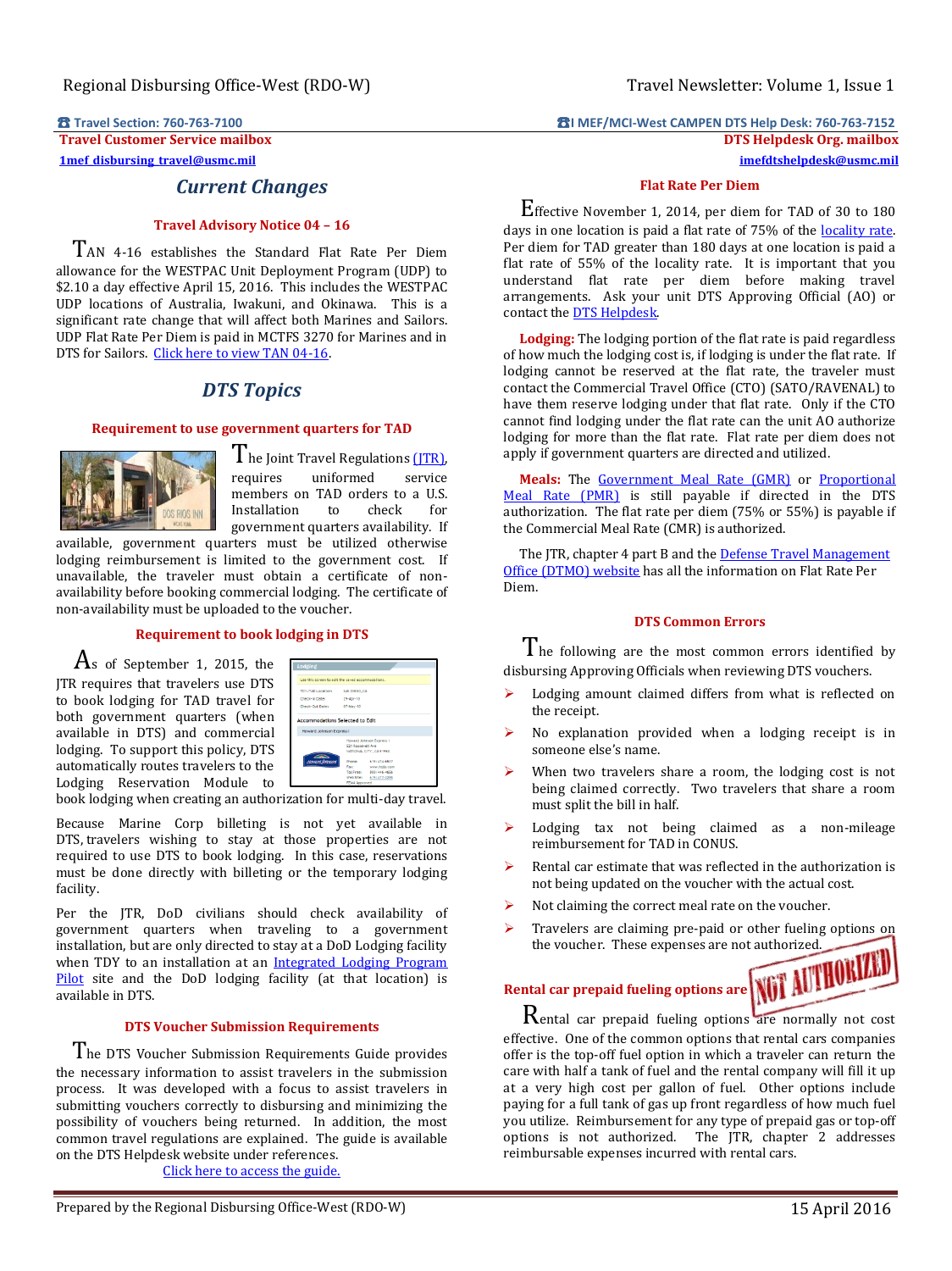☎ Travel Section: 760-763-7100
**Travel Customer Service mailbox**
1mef disbursing travel@usmc.mil

☎I MEF/MCI-West CAMPEN DTS Help Desk: 760-763-7152
**DTS Helpdesk Org. mailbox**
imefdtshelpdesk@usmc.mil

## *Current Changes*

### Travel Advisory Notice 04 – 16

TAN 4-16 establishes the Standard Flat Rate Per Diem allowance for the WESTPAC Unit Deployment Program (UDP) to $2.10 a day effective April 15, 2016. This includes the WESTPAC UDP locations of Australia, Iwakuni, and Okinawa. This is a significant rate change that will affect both Marines and Sailors. UDP Flat Rate Per Diem is paid in MCTFS 3270 for Marines and in DTS for Sailors. Click here to view TAN 04-16.

## *DTS Topics*

### Requirement to use government quarters for TAD

The Joint Travel Regulations (JTR), requires uniformed service members on TAD orders to a U.S. Installation to check for government quarters availability. If available, government quarters must be utilized otherwise lodging reimbursement is limited to the government cost. If unavailable, the traveler must obtain a certificate of non-availability before booking commercial lodging. The certificate of non-availability must be uploaded to the voucher.

### Requirement to book lodging in DTS

As of September 1, 2015, the JTR requires that travelers use DTS to book lodging for TAD travel for both government quarters (when available in DTS) and commercial lodging. To support this policy, DTS automatically routes travelers to the Lodging Reservation Module to book lodging when creating an authorization for multi-day travel.

Because Marine Corp billeting is not yet available in DTS, travelers wishing to stay at those properties are not required to use DTS to book lodging. In this case, reservations must be done directly with billeting or the temporary lodging facility.

Per the JTR, DoD civilians should check availability of government quarters when traveling to a government installation, but are only directed to stay at a DoD Lodging facility when TDY to an installation at an Integrated Lodging Program Pilot site and the DoD lodging facility (at that location) is available in DTS.

### DTS Voucher Submission Requirements

The DTS Voucher Submission Requirements Guide provides the necessary information to assist travelers in the submission process. It was developed with a focus to assist travelers in submitting vouchers correctly to disbursing and minimizing the possibility of vouchers being returned. In addition, the most common travel regulations are explained. The guide is available on the DTS Helpdesk website under references.

Click here to access the guide.

### Flat Rate Per Diem

Effective November 1, 2014, per diem for TAD of 30 to 180 days in one location is paid a flat rate of 75% of the locality rate. Per diem for TAD greater than 180 days at one location is paid a flat rate of 55% of the locality rate. It is important that you understand flat rate per diem before making travel arrangements. Ask your unit DTS Approving Official (AO) or contact the DTS Helpdesk.

**Lodging:** The lodging portion of the flat rate is paid regardless of how much the lodging cost is, if lodging is under the flat rate. If lodging cannot be reserved at the flat rate, the traveler must contact the Commercial Travel Office (CTO) (SATO/RAVENAL) to have them reserve lodging under that flat rate. Only if the CTO cannot find lodging under the flat rate can the unit AO authorize lodging for more than the flat rate. Flat rate per diem does not apply if government quarters are directed and utilized.

**Meals:** The Government Meal Rate (GMR) or Proportional Meal Rate (PMR) is still payable if directed in the DTS authorization. The flat rate per diem (75% or 55%) is payable if the Commercial Meal Rate (CMR) is authorized.

The JTR, chapter 4 part B and the Defense Travel Management Office (DTMO) website has all the information on Flat Rate Per Diem.

### DTS Common Errors

The following are the most common errors identified by disbursing Approving Officials when reviewing DTS vouchers.

- Lodging amount claimed differs from what is reflected on the receipt.
- No explanation provided when a lodging receipt is in someone else's name.
- When two travelers share a room, the lodging cost is not being claimed correctly. Two travelers that share a room must split the bill in half.
- Lodging tax not being claimed as a non-mileage reimbursement for TAD in CONUS.
- Rental car estimate that was reflected in the authorization is not being updated on the voucher with the actual cost.
- Not claiming the correct meal rate on the voucher.
- Travelers are claiming pre-paid or other fueling options on the voucher. These expenses are not authorized.

### Rental car prepaid fueling options are NOT AUTHORIZED

Rental car prepaid fueling options are normally not cost effective. One of the common options that rental cars companies offer is the top-off fuel option in which a traveler can return the care with half a tank of fuel and the rental company will fill it up at a very high cost per gallon of fuel. Other options include paying for a full tank of gas up front regardless of how much fuel you utilize. Reimbursement for any type of prepaid gas or top-off options is not authorized. The JTR, chapter 2 addresses reimbursable expenses incurred with rental cars.

Prepared by the Regional Disbursing Office-West (RDO-W) 15 April 2016